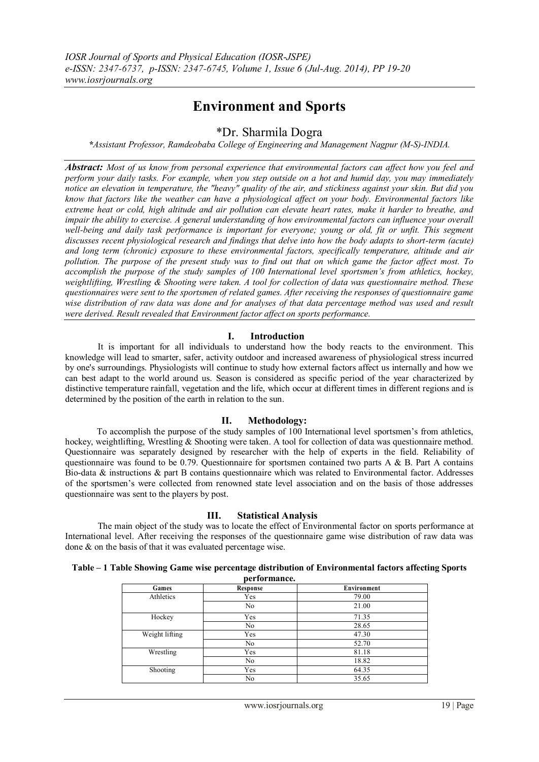# Environment and Sports

**\*Dr. Sharmila Dogra**

*\*Assistant Professor, Ramdeobaba College of Engineering and Management Nagpur (M-S)-INDIA.*

***Abstract:*** *Most of us know from personal experience that environmental factors can affect how you feel and perform your daily tasks. For example, when you step outside on a hot and humid day, you may immediately notice an elevation in temperature, the "heavy" quality of the air, and stickiness against your skin. But did you know that factors like the weather can have a physiological affect on your body. Environmental factors like extreme heat or cold, high altitude and air pollution can elevate heart rates, make it harder to breathe, and impair the ability to exercise. A general understanding of how environmental factors can influence your overall well-being and daily task performance is important for everyone; young or old, fit or unfit. This segment discusses recent physiological research and findings that delve into how the body adapts to short-term (acute) and long term (chronic) exposure to these environmental factors, specifically temperature, altitude and air pollution. The purpose of the present study was to find out that on which game the factor affect most. To accomplish the purpose of the study samples of 100 International level sportsmen's from athletics, hockey, weightlifting, Wrestling & Shooting were taken. A tool for collection of data was questionnaire method. These questionnaires were sent to the sportsmen of related games. After receiving the responses of questionnaire game wise distribution of raw data was done and for analyses of that data percentage method was used and result were derived. Result revealed that Environment factor affect on sports performance.*

## I. Introduction

It is important for all individuals to understand how the body reacts to the environment. This knowledge will lead to smarter, safer, activity outdoor and increased awareness of physiological stress incurred by one's surroundings. Physiologists will continue to study how external factors affect us internally and how we can best adapt to the world around us. Season is considered as specific period of the year characterized by distinctive temperature rainfall, vegetation and the life, which occur at different times in different regions and is determined by the position of the earth in relation to the sun.

## II. Methodology:

To accomplish the purpose of the study samples of 100 International level sportsmen's from athletics, hockey, weightlifting, Wrestling & Shooting were taken. A tool for collection of data was questionnaire method. Questionnaire was separately designed by researcher with the help of experts in the field. Reliability of questionnaire was found to be 0.79. Questionnaire for sportsmen contained two parts A & B. Part A contains Bio-data & instructions & part B contains questionnaire which was related to Environmental factor. Addresses of the sportsmen's were collected from renowned state level association and on the basis of those addresses questionnaire was sent to the players by post.

## III. Statistical Analysis

The main object of the study was to locate the effect of Environmental factor on sports performance at International level. After receiving the responses of the questionnaire game wise distribution of raw data was done & on the basis of that it was evaluated percentage wise.

**Table – 1 Table Showing Game wise percentage distribution of Environmental factors affecting Sports performance.**

| Games | Response | Environment |
|---|---|---|
| Athletics | Yes | 79.00 |
| | No | 21.00 |
| Hockey | Yes | 71.35 |
| | No | 28.65 |
| Weight lifting | Yes | 47.30 |
| | No | 52.70 |
| Wrestling | Yes | 81.18 |
| | No | 18.82 |
| Shooting | Yes | 64.35 |
| | No | 35.65 |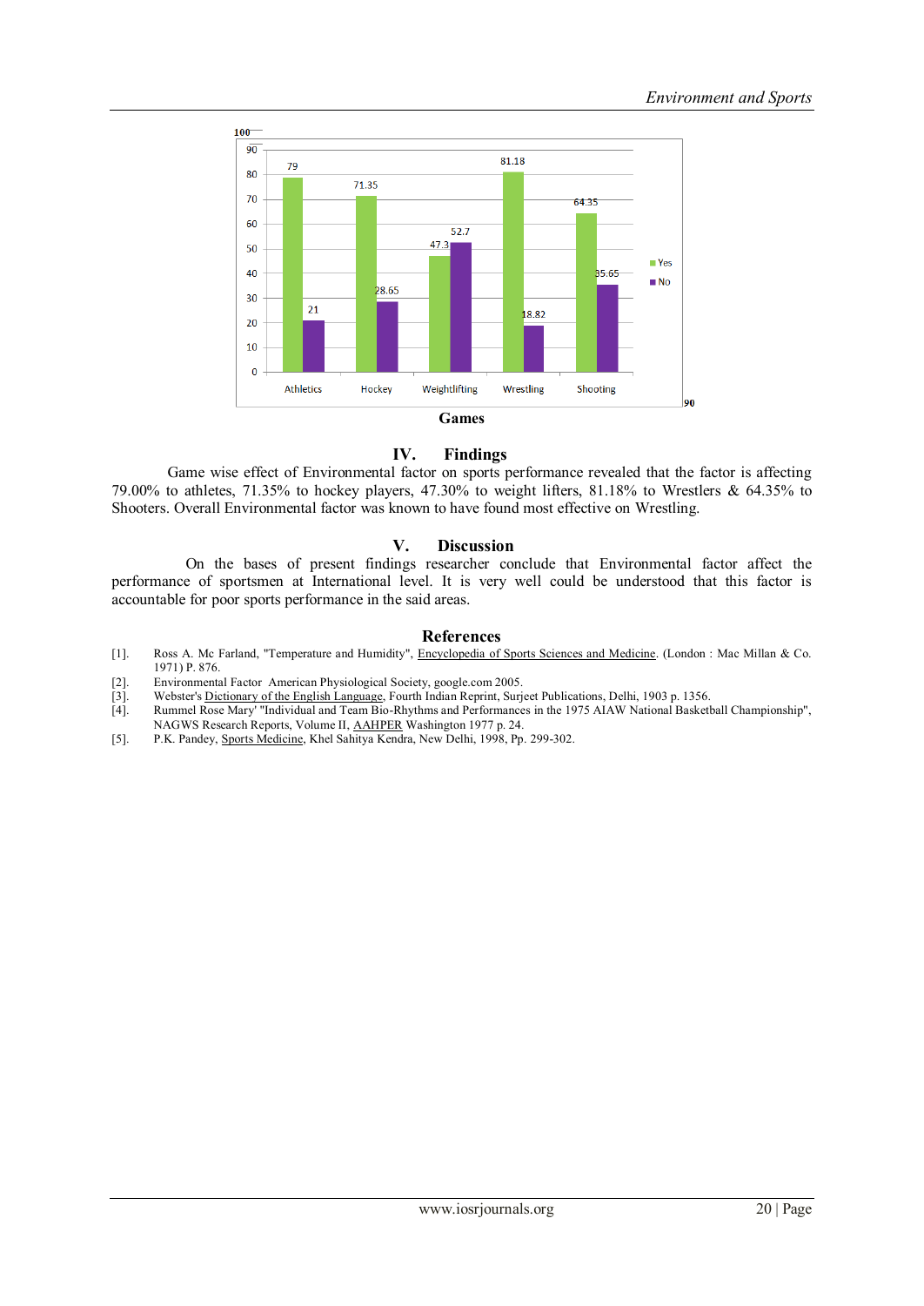100

90

80

70

60

50

40

30

20

10

0

79

21

71.35

28.65

47.3

52.7

81.18

18.82

64.35

35.65

Yes

No

Athletics

Hockey

Weightlifting

Wrestling

Shooting

90

**Games**

## IV. Findings

Game wise effect of Environmental factor on sports performance revealed that the factor is affecting 79.00% to athletes, 71.35% to hockey players, 47.30% to weight lifters, 81.18% to Wrestlers & 64.35% to Shooters. Overall Environmental factor was known to have found most effective on Wrestling.

## V. Discussion

On the bases of present findings researcher conclude that Environmental factor affect the performance of sportsmen at International level. It is very well could be understood that this factor is accountable for poor sports performance in the said areas.

## References

[1]. Ross A. Mc Farland, "Temperature and Humidity", Encyclopedia of Sports Sciences and Medicine. (London : Mac Millan & Co. 1971) P. 876.

[2]. Environmental Factor American Physiological Society, google.com 2005.

[3]. Webster's Dictionary of the English Language, Fourth Indian Reprint, Surjeet Publications, Delhi, 1903 p. 1356.

[4]. Rummel Rose Mary' "Individual and Team Bio-Rhythms and Performances in the 1975 AIAW National Basketball Championship", NAGWS Research Reports, Volume II, AAHPER Washington 1977 p. 24.

[5]. P.K. Pandey, Sports Medicine, Khel Sahitya Kendra, New Delhi, 1998, Pp. 299-302.